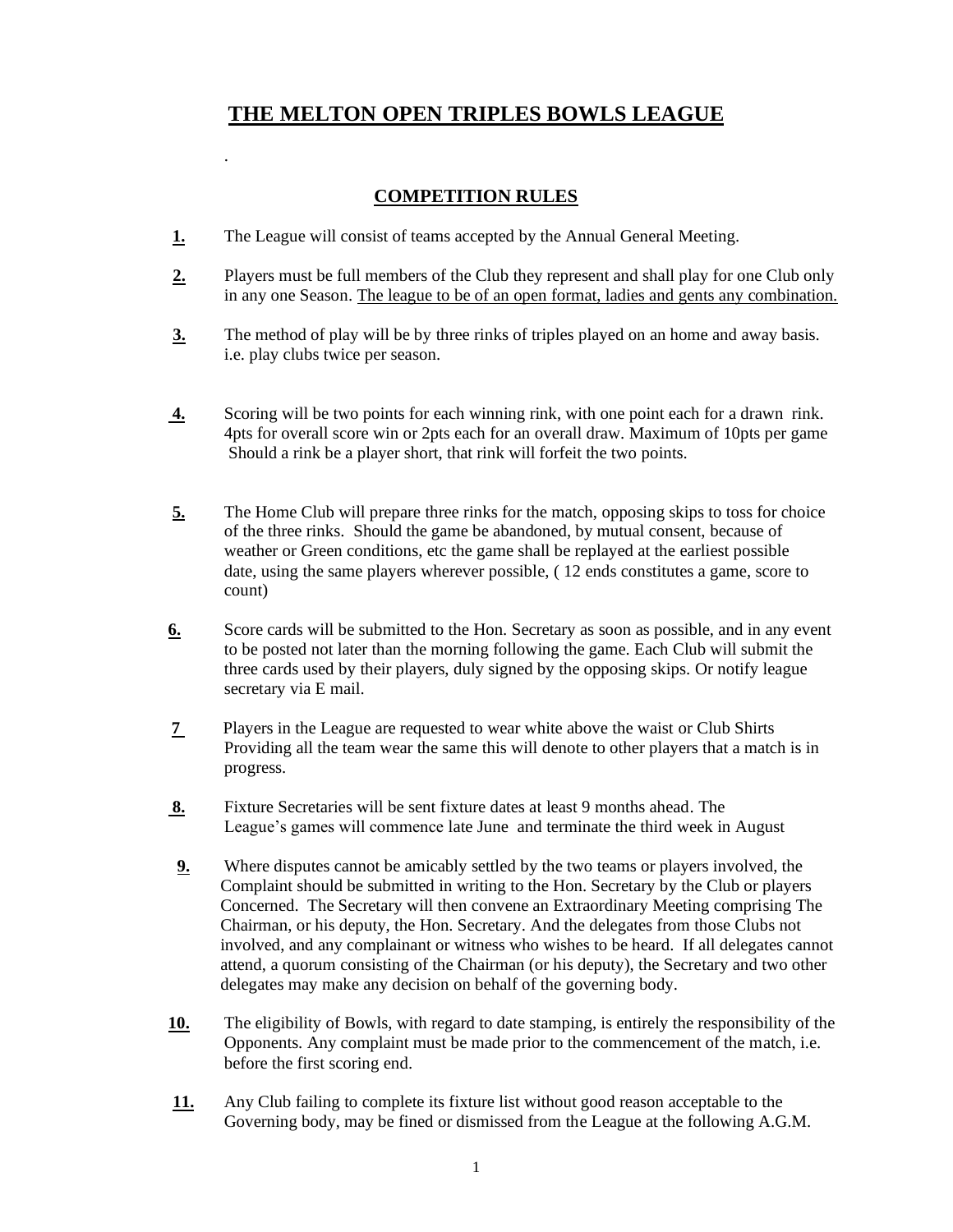# THE MELTON OPEN TRIPLES BOWLS LEAGUE

.

## COMPETITION RULES

**1.** The League will consist of teams accepted by the Annual General Meeting.

**2.** Players must be full members of the Club they represent and shall play for one Club only in any one Season. The league to be of an open format, ladies and gents any combination.

**3.** The method of play will be by three rinks of triples played on an home and away basis. i.e. play clubs twice per season.

**4.** Scoring will be two points for each winning rink, with one point each for a drawn rink. 4pts for overall score win or 2pts each for an overall draw. Maximum of 10pts per game Should a rink be a player short, that rink will forfeit the two points.

**5.** The Home Club will prepare three rinks for the match, opposing skips to toss for choice of the three rinks. Should the game be abandoned, by mutual consent, because of weather or Green conditions, etc the game shall be replayed at the earliest possible date, using the same players wherever possible, ( 12 ends constitutes a game, score to count)

**6.** Score cards will be submitted to the Hon. Secretary as soon as possible, and in any event to be posted not later than the morning following the game. Each Club will submit the three cards used by their players, duly signed by the opposing skips. Or notify league secretary via E mail.

**7** Players in the League are requested to wear white above the waist or Club Shirts Providing all the team wear the same this will denote to other players that a match is in progress.

**8.** Fixture Secretaries will be sent fixture dates at least 9 months ahead. The League's games will commence late June and terminate the third week in August

**9.** Where disputes cannot be amicably settled by the two teams or players involved, the Complaint should be submitted in writing to the Hon. Secretary by the Club or players Concerned. The Secretary will then convene an Extraordinary Meeting comprising The Chairman, or his deputy, the Hon. Secretary. And the delegates from those Clubs not involved, and any complainant or witness who wishes to be heard. If all delegates cannot attend, a quorum consisting of the Chairman (or his deputy), the Secretary and two other delegates may make any decision on behalf of the governing body.

**10.** The eligibility of Bowls, with regard to date stamping, is entirely the responsibility of the Opponents. Any complaint must be made prior to the commencement of the match, i.e. before the first scoring end.

**11.** Any Club failing to complete its fixture list without good reason acceptable to the Governing body, may be fined or dismissed from the League at the following A.G.M.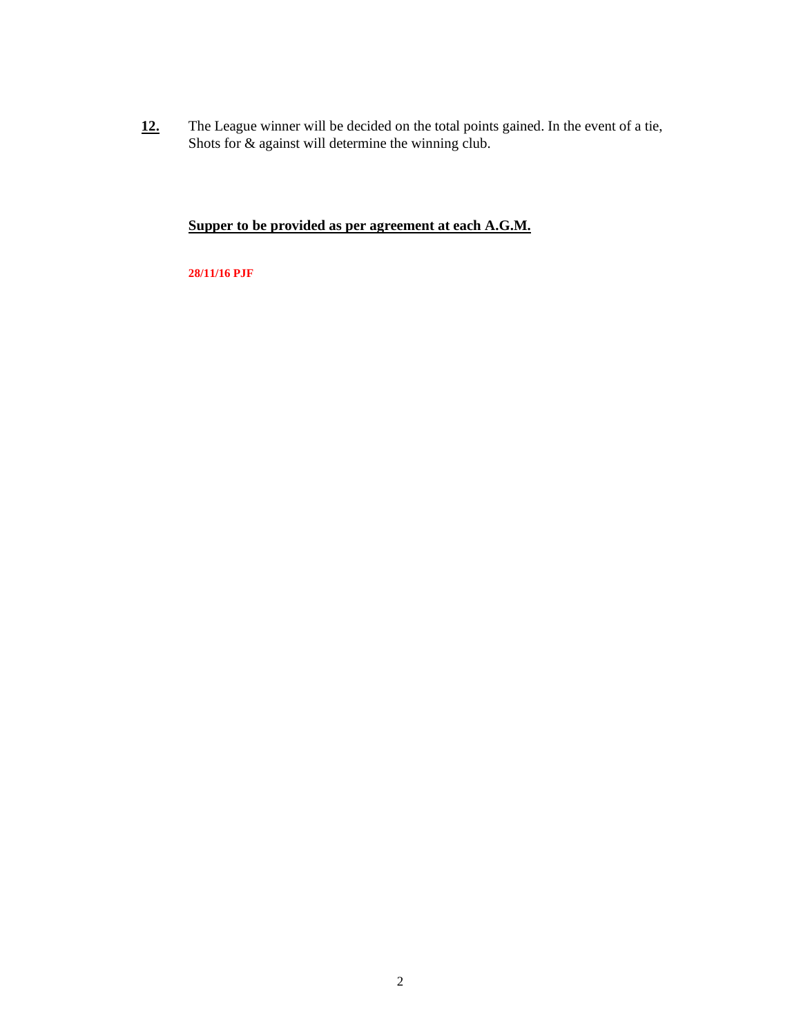**12.** The League winner will be decided on the total points gained. In the event of a tie, Shots for & against will determine the winning club.

**Supper to be provided as per agreement at each A.G.M.**

**28/11/16 PJF**